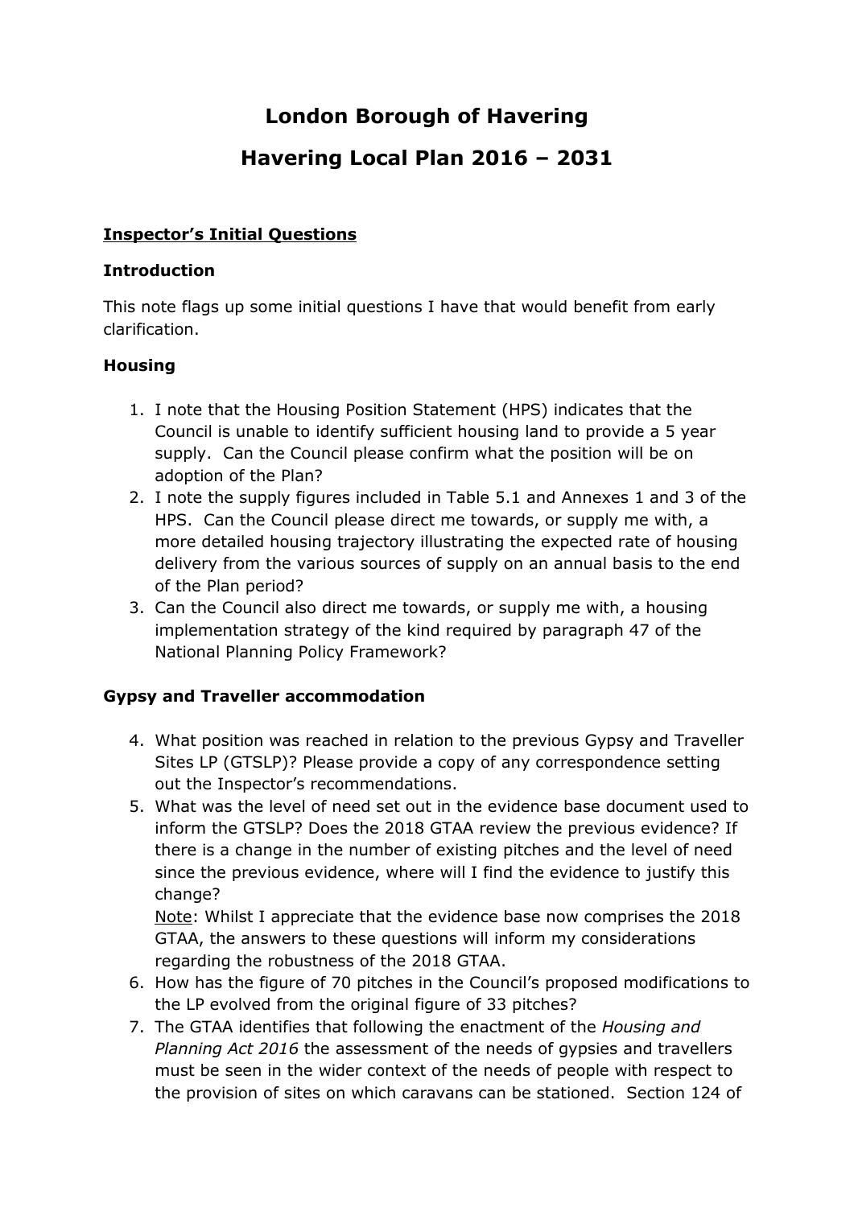# London Borough of Havering

# Havering Local Plan 2016 – 2031

## Inspector's Initial Questions

### Introduction

This note flags up some initial questions I have that would benefit from early clarification.

### Housing

1. I note that the Housing Position Statement (HPS) indicates that the Council is unable to identify sufficient housing land to provide a 5 year supply. Can the Council please confirm what the position will be on adoption of the Plan?
2. I note the supply figures included in Table 5.1 and Annexes 1 and 3 of the HPS. Can the Council please direct me towards, or supply me with, a more detailed housing trajectory illustrating the expected rate of housing delivery from the various sources of supply on an annual basis to the end of the Plan period?
3. Can the Council also direct me towards, or supply me with, a housing implementation strategy of the kind required by paragraph 47 of the National Planning Policy Framework?

### Gypsy and Traveller accommodation

4. What position was reached in relation to the previous Gypsy and Traveller Sites LP (GTSLP)? Please provide a copy of any correspondence setting out the Inspector's recommendations.
5. What was the level of need set out in the evidence base document used to inform the GTSLP? Does the 2018 GTAA review the previous evidence? If there is a change in the number of existing pitches and the level of need since the previous evidence, where will I find the evidence to justify this change?
   <u>Note</u>: Whilst I appreciate that the evidence base now comprises the 2018 GTAA, the answers to these questions will inform my considerations regarding the robustness of the 2018 GTAA.
6. How has the figure of 70 pitches in the Council's proposed modifications to the LP evolved from the original figure of 33 pitches?
7. The GTAA identifies that following the enactment of the *Housing and Planning Act 2016* the assessment of the needs of gypsies and travellers must be seen in the wider context of the needs of people with respect to the provision of sites on which caravans can be stationed. Section 124 of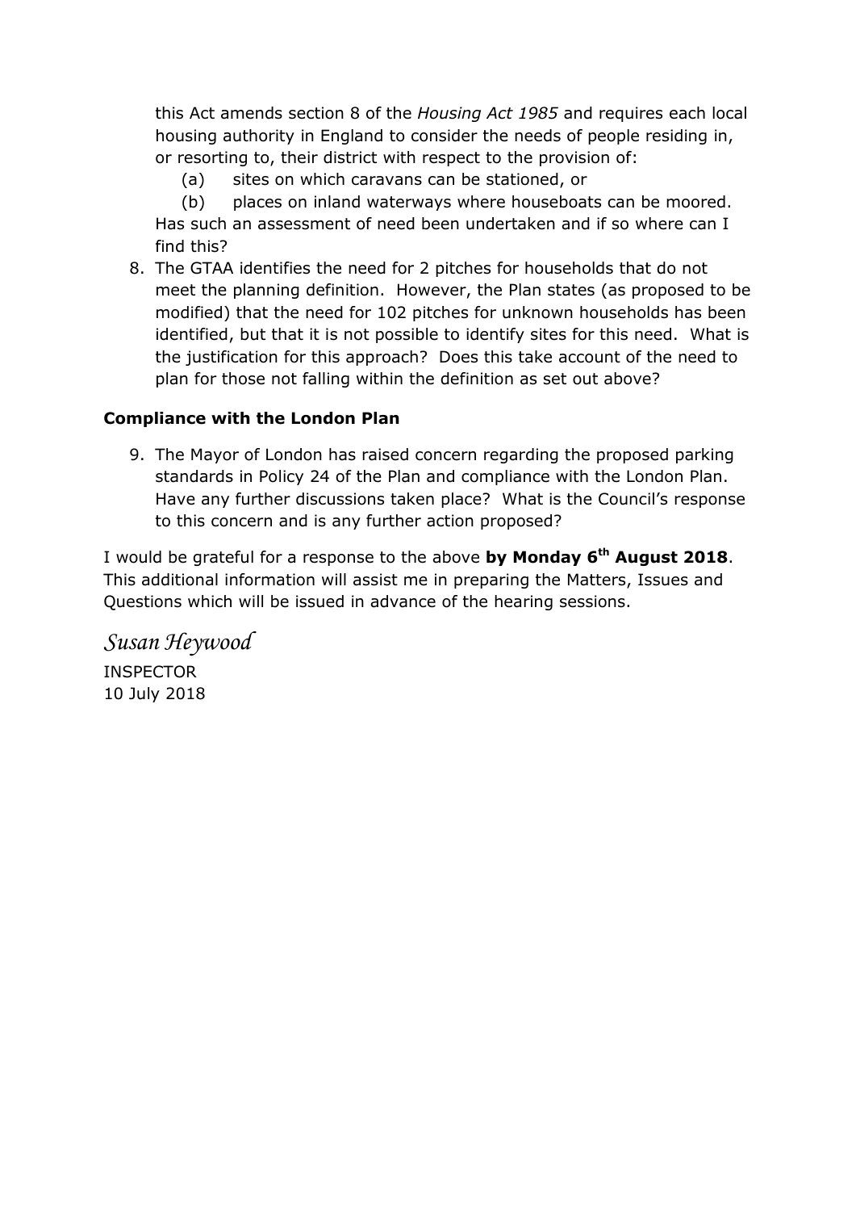this Act amends section 8 of the *Housing Act 1985* and requires each local housing authority in England to consider the needs of people residing in, or resorting to, their district with respect to the provision of:

(a) sites on which caravans can be stationed, or

(b) places on inland waterways where houseboats can be moored.

Has such an assessment of need been undertaken and if so where can I find this?

8. The GTAA identifies the need for 2 pitches for households that do not meet the planning definition. However, the Plan states (as proposed to be modified) that the need for 102 pitches for unknown households has been identified, but that it is not possible to identify sites for this need. What is the justification for this approach? Does this take account of the need to plan for those not falling within the definition as set out above?

**Compliance with the London Plan**

9. The Mayor of London has raised concern regarding the proposed parking standards in Policy 24 of the Plan and compliance with the London Plan. Have any further discussions taken place? What is the Council's response to this concern and is any further action proposed?

I would be grateful for a response to the above **by Monday 6th August 2018**. This additional information will assist me in preparing the Matters, Issues and Questions which will be issued in advance of the hearing sessions.

*Susan Heywood*

INSPECTOR

10 July 2018